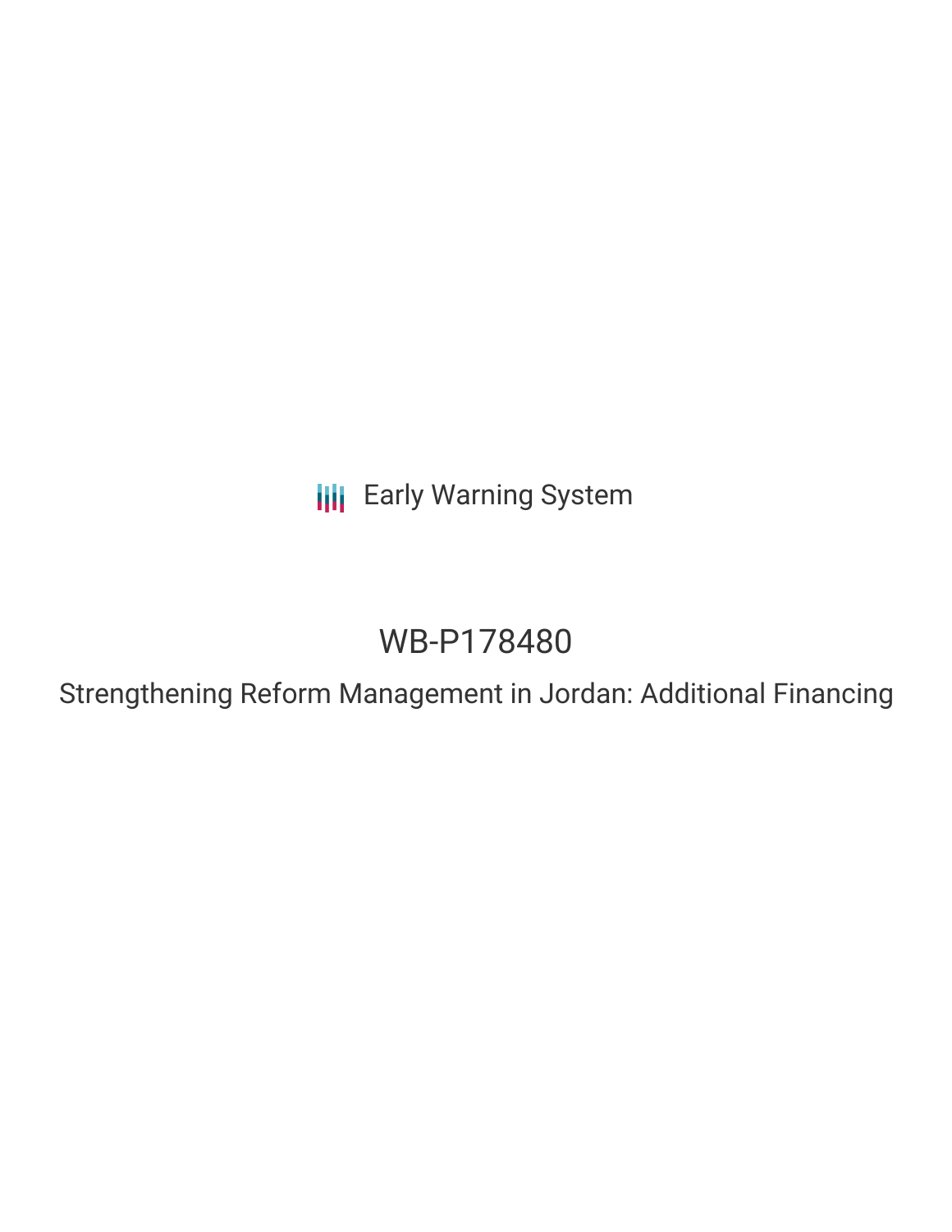Early Warning System

# WB-P178480

Strengthening Reform Management in Jordan: Additional Financing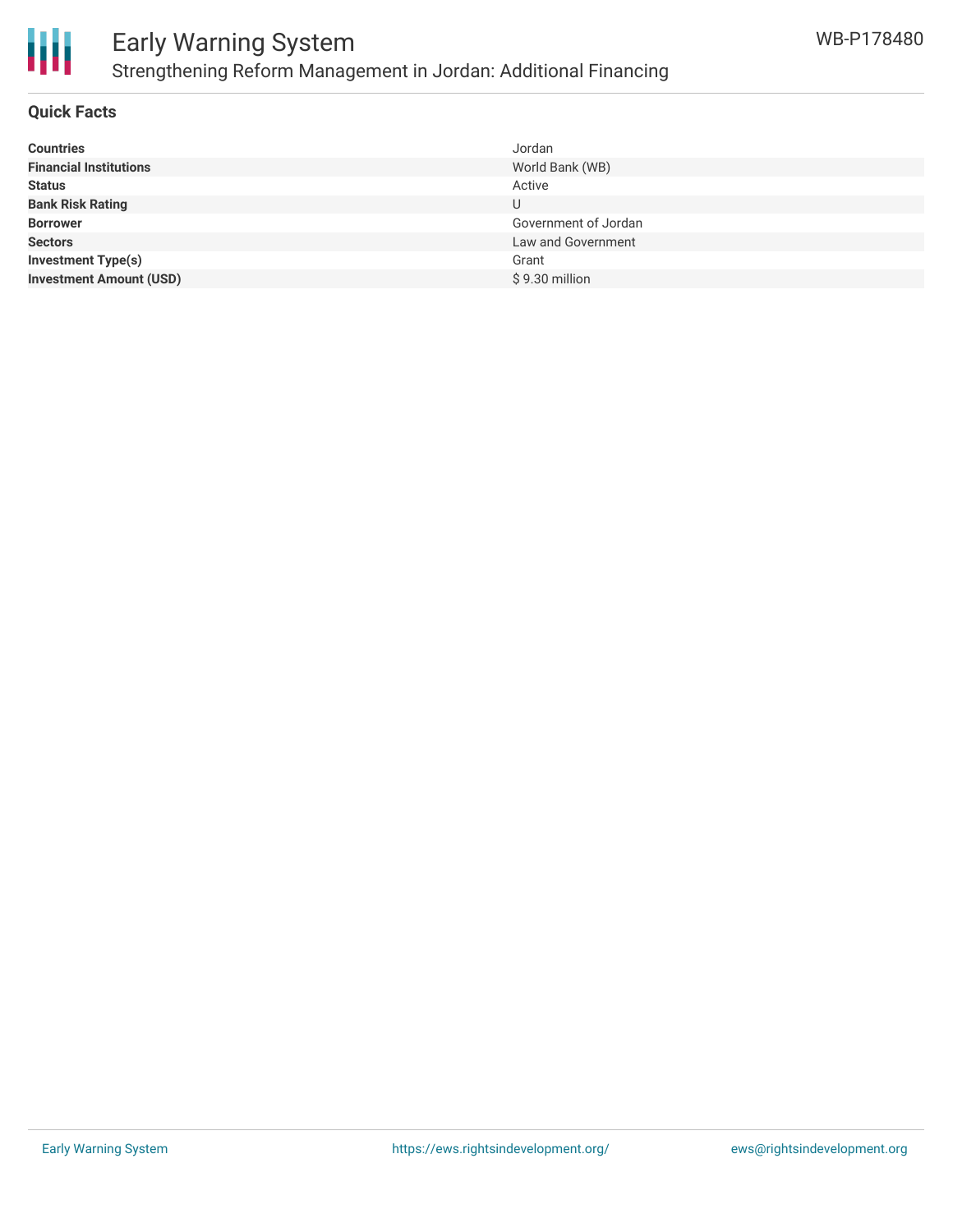## Quick Facts

| | |
|---|---|
| **Countries** | Jordan |
| **Financial Institutions** | World Bank (WB) |
| **Status** | Active |
| **Bank Risk Rating** | U |
| **Borrower** | Government of Jordan |
| **Sectors** | Law and Government |
| **Investment Type(s)** | Grant |
| **Investment Amount (USD)** | $ 9.30 million |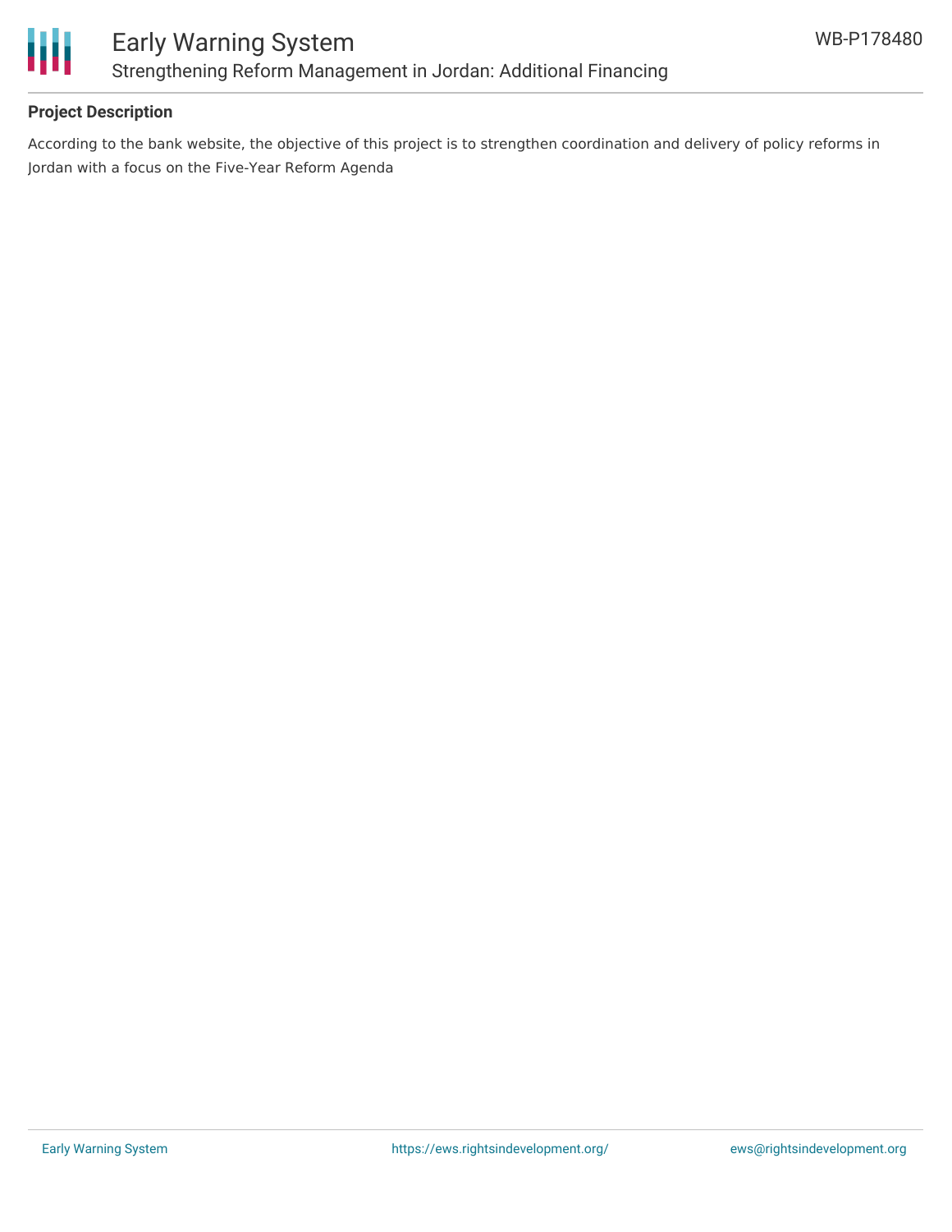## Project Description

According to the bank website, the objective of this project is to strengthen coordination and delivery of policy reforms in Jordan with a focus on the Five-Year Reform Agenda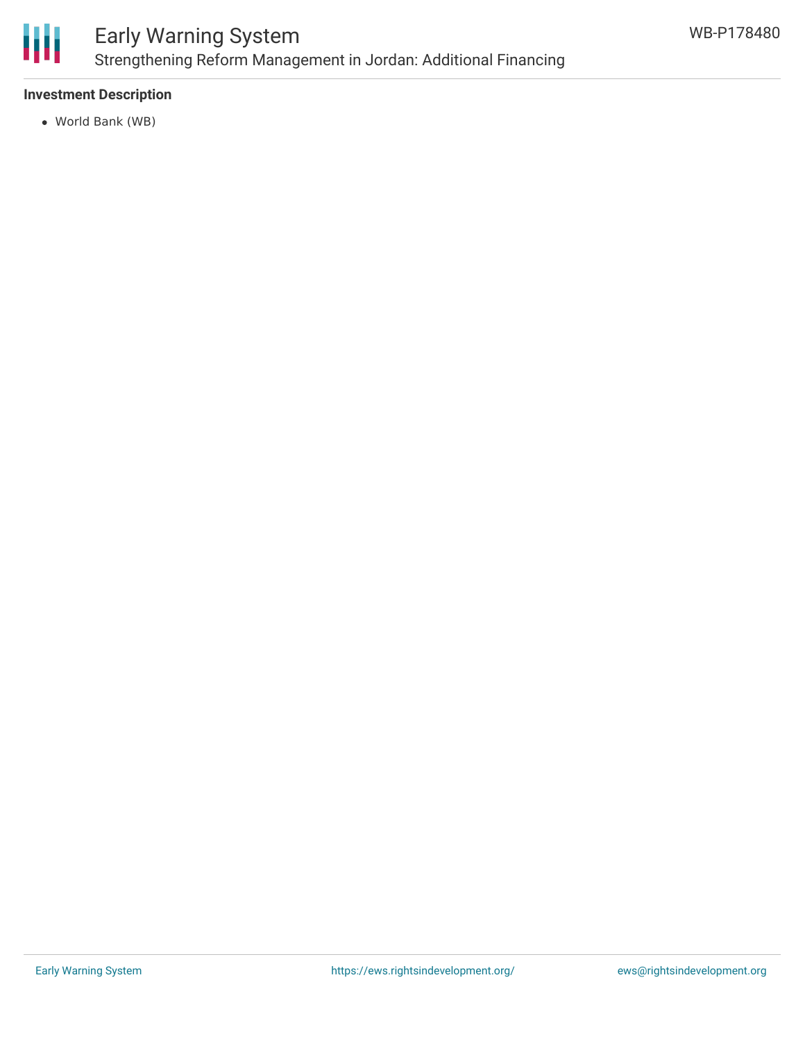**Investment Description**

- World Bank (WB)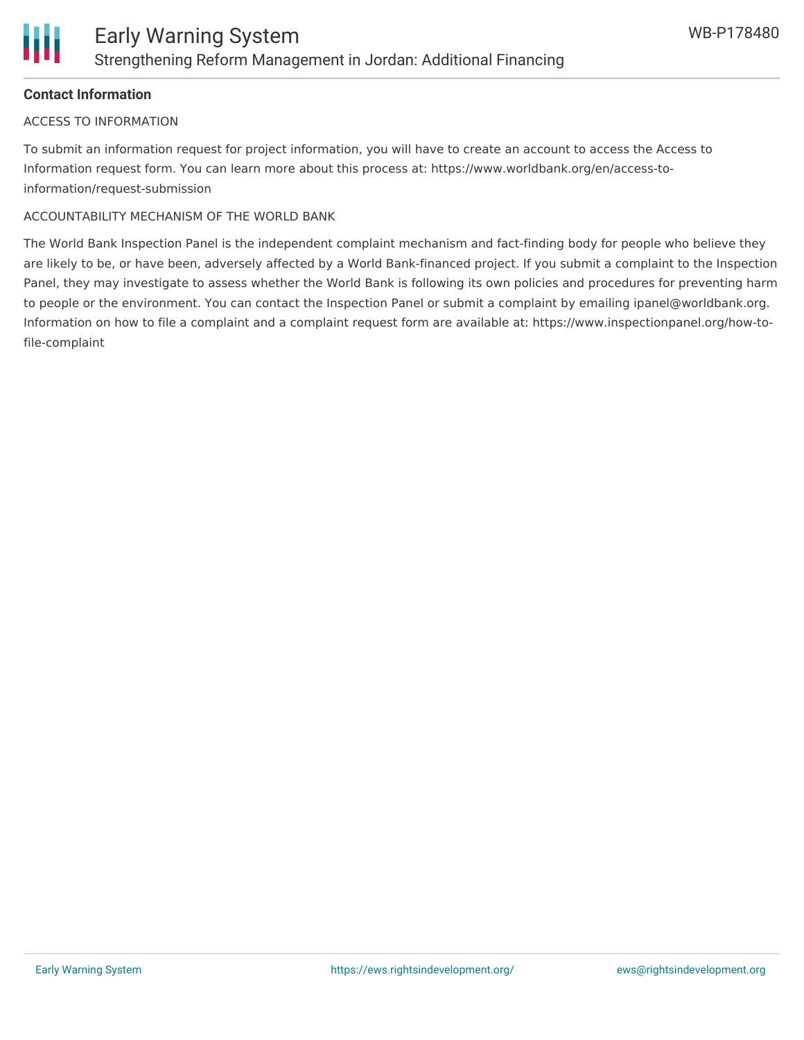**Contact Information**

ACCESS TO INFORMATION

To submit an information request for project information, you will have to create an account to access the Access to Information request form. You can learn more about this process at: https://www.worldbank.org/en/access-to-information/request-submission

ACCOUNTABILITY MECHANISM OF THE WORLD BANK

The World Bank Inspection Panel is the independent complaint mechanism and fact-finding body for people who believe they are likely to be, or have been, adversely affected by a World Bank-financed project. If you submit a complaint to the Inspection Panel, they may investigate to assess whether the World Bank is following its own policies and procedures for preventing harm to people or the environment. You can contact the Inspection Panel or submit a complaint by emailing ipanel@worldbank.org. Information on how to file a complaint and a complaint request form are available at: https://www.inspectionpanel.org/how-to-file-complaint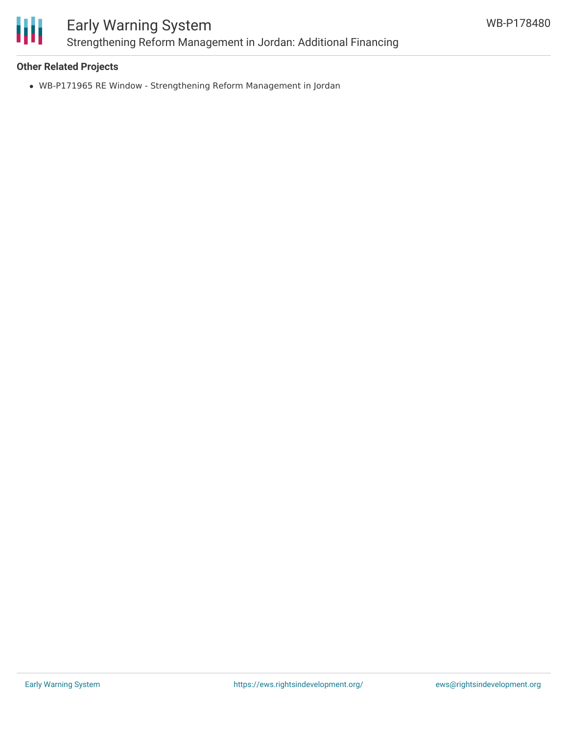**Other Related Projects**

- WB-P171965 RE Window - Strengthening Reform Management in Jordan